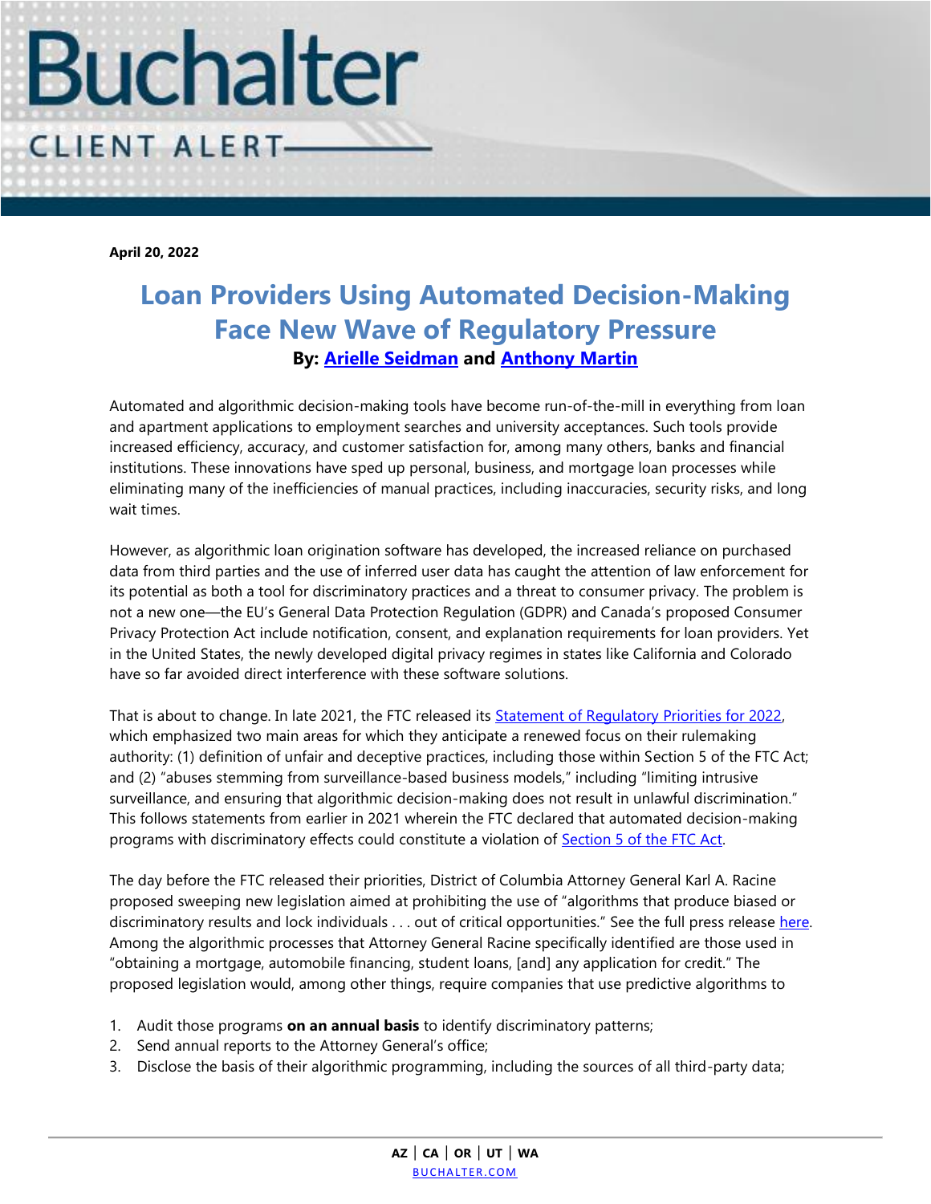**April 20, 2022**

# Loan Providers Using Automated Decision-Making Face New Wave of Regulatory Pressure

**By: Arielle Seidman and Anthony Martin**

Automated and algorithmic decision-making tools have become run-of-the-mill in everything from loan and apartment applications to employment searches and university acceptances. Such tools provide increased efficiency, accuracy, and customer satisfaction for, among many others, banks and financial institutions. These innovations have sped up personal, business, and mortgage loan processes while eliminating many of the inefficiencies of manual practices, including inaccuracies, security risks, and long wait times.

However, as algorithmic loan origination software has developed, the increased reliance on purchased data from third parties and the use of inferred user data has caught the attention of law enforcement for its potential as both a tool for discriminatory practices and a threat to consumer privacy. The problem is not a new one—the EU's General Data Protection Regulation (GDPR) and Canada's proposed Consumer Privacy Protection Act include notification, consent, and explanation requirements for loan providers. Yet in the United States, the newly developed digital privacy regimes in states like California and Colorado have so far avoided direct interference with these software solutions.

That is about to change. In late 2021, the FTC released its Statement of Regulatory Priorities for 2022, which emphasized two main areas for which they anticipate a renewed focus on their rulemaking authority: (1) definition of unfair and deceptive practices, including those within Section 5 of the FTC Act; and (2) "abuses stemming from surveillance-based business models," including "limiting intrusive surveillance, and ensuring that algorithmic decision-making does not result in unlawful discrimination." This follows statements from earlier in 2021 wherein the FTC declared that automated decision-making programs with discriminatory effects could constitute a violation of Section 5 of the FTC Act.

The day before the FTC released their priorities, District of Columbia Attorney General Karl A. Racine proposed sweeping new legislation aimed at prohibiting the use of "algorithms that produce biased or discriminatory results and lock individuals . . . out of critical opportunities." See the full press release here. Among the algorithmic processes that Attorney General Racine specifically identified are those used in "obtaining a mortgage, automobile financing, student loans, [and] any application for credit." The proposed legislation would, among other things, require companies that use predictive algorithms to

1. Audit those programs **on an annual basis** to identify discriminatory patterns;
2. Send annual reports to the Attorney General's office;
3. Disclose the basis of their algorithmic programming, including the sources of all third-party data;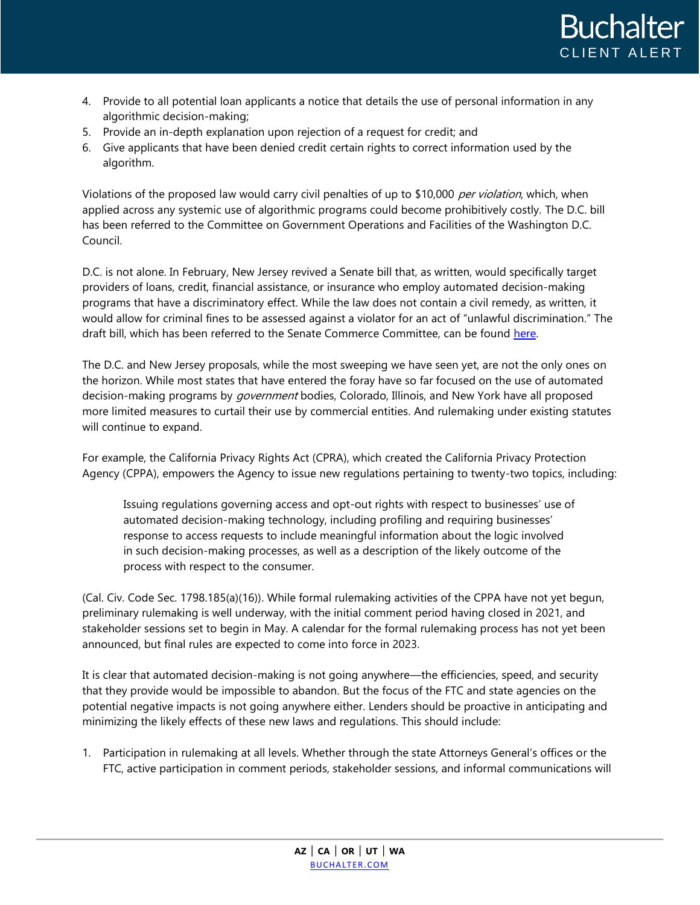4. Provide to all potential loan applicants a notice that details the use of personal information in any algorithmic decision-making;
5. Provide an in-depth explanation upon rejection of a request for credit; and
6. Give applicants that have been denied credit certain rights to correct information used by the algorithm.

Violations of the proposed law would carry civil penalties of up to $10,000 *per violation*, which, when applied across any systemic use of algorithmic programs could become prohibitively costly. The D.C. bill has been referred to the Committee on Government Operations and Facilities of the Washington D.C. Council.

D.C. is not alone. In February, New Jersey revived a Senate bill that, as written, would specifically target providers of loans, credit, financial assistance, or insurance who employ automated decision-making programs that have a discriminatory effect. While the law does not contain a civil remedy, as written, it would allow for criminal fines to be assessed against a violator for an act of "unlawful discrimination." The draft bill, which has been referred to the Senate Commerce Committee, can be found [here](#).

The D.C. and New Jersey proposals, while the most sweeping we have seen yet, are not the only ones on the horizon. While most states that have entered the foray have so far focused on the use of automated decision-making programs by *government* bodies, Colorado, Illinois, and New York have all proposed more limited measures to curtail their use by commercial entities. And rulemaking under existing statutes will continue to expand.

For example, the California Privacy Rights Act (CPRA), which created the California Privacy Protection Agency (CPPA), empowers the Agency to issue new regulations pertaining to twenty-two topics, including:

> Issuing regulations governing access and opt-out rights with respect to businesses' use of automated decision-making technology, including profiling and requiring businesses' response to access requests to include meaningful information about the logic involved in such decision-making processes, as well as a description of the likely outcome of the process with respect to the consumer.

(Cal. Civ. Code Sec. 1798.185(a)(16)). While formal rulemaking activities of the CPPA have not yet begun, preliminary rulemaking is well underway, with the initial comment period having closed in 2021, and stakeholder sessions set to begin in May. A calendar for the formal rulemaking process has not yet been announced, but final rules are expected to come into force in 2023.

It is clear that automated decision-making is not going anywhere—the efficiencies, speed, and security that they provide would be impossible to abandon. But the focus of the FTC and state agencies on the potential negative impacts is not going anywhere either. Lenders should be proactive in anticipating and minimizing the likely effects of these new laws and regulations. This should include:

1. Participation in rulemaking at all levels. Whether through the state Attorneys General's offices or the FTC, active participation in comment periods, stakeholder sessions, and informal communications will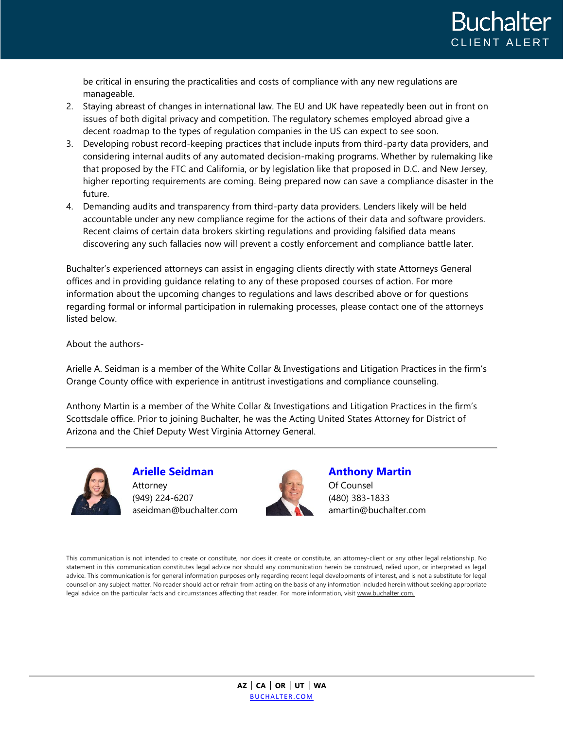be critical in ensuring the practicalities and costs of compliance with any new regulations are manageable.

2. Staying abreast of changes in international law. The EU and UK have repeatedly been out in front on issues of both digital privacy and competition. The regulatory schemes employed abroad give a decent roadmap to the types of regulation companies in the US can expect to see soon.
3. Developing robust record-keeping practices that include inputs from third-party data providers, and considering internal audits of any automated decision-making programs. Whether by rulemaking like that proposed by the FTC and California, or by legislation like that proposed in D.C. and New Jersey, higher reporting requirements are coming. Being prepared now can save a compliance disaster in the future.
4. Demanding audits and transparency from third-party data providers. Lenders likely will be held accountable under any new compliance regime for the actions of their data and software providers. Recent claims of certain data brokers skirting regulations and providing falsified data means discovering any such fallacies now will prevent a costly enforcement and compliance battle later.

Buchalter's experienced attorneys can assist in engaging clients directly with state Attorneys General offices and in providing guidance relating to any of these proposed courses of action. For more information about the upcoming changes to regulations and laws described above or for questions regarding formal or informal participation in rulemaking processes, please contact one of the attorneys listed below.

About the authors-

Arielle A. Seidman is a member of the White Collar & Investigations and Litigation Practices in the firm's Orange County office with experience in antitrust investigations and compliance counseling.

Anthony Martin is a member of the White Collar & Investigations and Litigation Practices in the firm's Scottsdale office. Prior to joining Buchalter, he was the Acting United States Attorney for District of Arizona and the Chief Deputy West Virginia Attorney General.

---

**Arielle Seidman**
Attorney
(949) 224-6207
aseidman@buchalter.com

**Anthony Martin**
Of Counsel
(480) 383-1833
amartin@buchalter.com

This communication is not intended to create or constitute, nor does it create or constitute, an attorney-client or any other legal relationship. No statement in this communication constitutes legal advice nor should any communication herein be construed, relied upon, or interpreted as legal advice. This communication is for general information purposes only regarding recent legal developments of interest, and is not a substitute for legal counsel on any subject matter. No reader should act or refrain from acting on the basis of any information included herein without seeking appropriate legal advice on the particular facts and circumstances affecting that reader. For more information, visit www.buchalter.com.